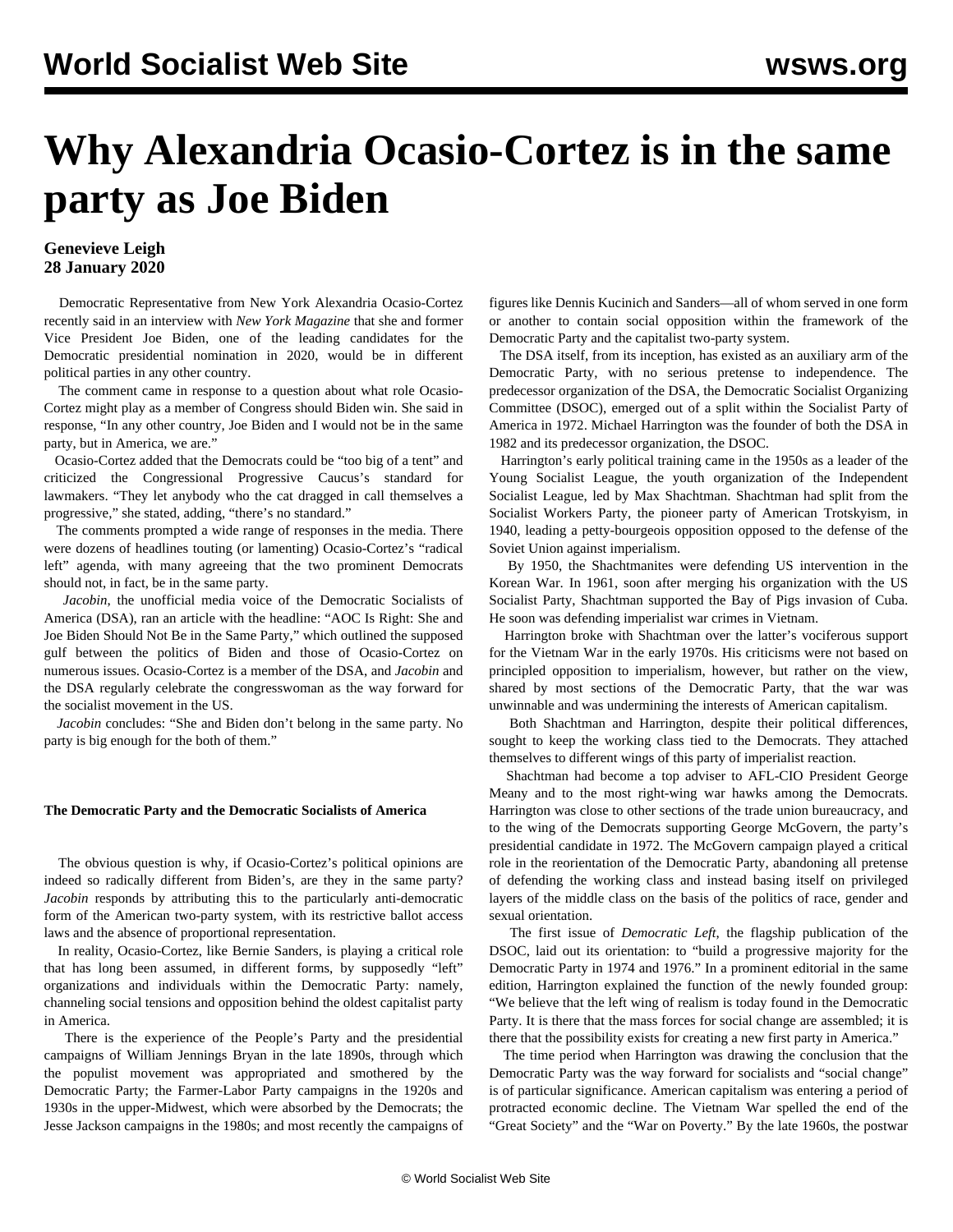# Why Alexandria Ocasio-Cortez is in the same party as Joe Biden

**Genevieve Leigh**
**28 January 2020**

Democratic Representative from New York Alexandria Ocasio-Cortez recently said in an interview with *New York Magazine* that she and former Vice President Joe Biden, one of the leading candidates for the Democratic presidential nomination in 2020, would be in different political parties in any other country.

The comment came in response to a question about what role Ocasio-Cortez might play as a member of Congress should Biden win. She said in response, "In any other country, Joe Biden and I would not be in the same party, but in America, we are."

Ocasio-Cortez added that the Democrats could be "too big of a tent" and criticized the Congressional Progressive Caucus's standard for lawmakers. "They let anybody who the cat dragged in call themselves a progressive," she stated, adding, "there's no standard."

The comments prompted a wide range of responses in the media. There were dozens of headlines touting (or lamenting) Ocasio-Cortez's "radical left" agenda, with many agreeing that the two prominent Democrats should not, in fact, be in the same party.

*Jacobin,* the unofficial media voice of the Democratic Socialists of America (DSA), ran an article with the headline: "AOC Is Right: She and Joe Biden Should Not Be in the Same Party," which outlined the supposed gulf between the politics of Biden and those of Ocasio-Cortez on numerous issues. Ocasio-Cortez is a member of the DSA, and *Jacobin* and the DSA regularly celebrate the congresswoman as the way forward for the socialist movement in the US.

*Jacobin* concludes: "She and Biden don't belong in the same party. No party is big enough for the both of them."

**The Democratic Party and the Democratic Socialists of America**

The obvious question is why, if Ocasio-Cortez's political opinions are indeed so radically different from Biden's, are they in the same party? *Jacobin* responds by attributing this to the particularly anti-democratic form of the American two-party system, with its restrictive ballot access laws and the absence of proportional representation.

In reality, Ocasio-Cortez, like Bernie Sanders, is playing a critical role that has long been assumed, in different forms, by supposedly "left" organizations and individuals within the Democratic Party: namely, channeling social tensions and opposition behind the oldest capitalist party in America.

There is the experience of the People's Party and the presidential campaigns of William Jennings Bryan in the late 1890s, through which the populist movement was appropriated and smothered by the Democratic Party; the Farmer-Labor Party campaigns in the 1920s and 1930s in the upper-Midwest, which were absorbed by the Democrats; the Jesse Jackson campaigns in the 1980s; and most recently the campaigns of figures like Dennis Kucinich and Sanders—all of whom served in one form or another to contain social opposition within the framework of the Democratic Party and the capitalist two-party system.

The DSA itself, from its inception, has existed as an auxiliary arm of the Democratic Party, with no serious pretense to independence. The predecessor organization of the DSA, the Democratic Socialist Organizing Committee (DSOC), emerged out of a split within the Socialist Party of America in 1972. Michael Harrington was the founder of both the DSA in 1982 and its predecessor organization, the DSOC.

Harrington's early political training came in the 1950s as a leader of the Young Socialist League, the youth organization of the Independent Socialist League, led by Max Shachtman. Shachtman had split from the Socialist Workers Party, the pioneer party of American Trotskyism, in 1940, leading a petty-bourgeois opposition opposed to the defense of the Soviet Union against imperialism.

By 1950, the Shachtmanites were defending US intervention in the Korean War. In 1961, soon after merging his organization with the US Socialist Party, Shachtman supported the Bay of Pigs invasion of Cuba. He soon was defending imperialist war crimes in Vietnam.

Harrington broke with Shachtman over the latter's vociferous support for the Vietnam War in the early 1970s. His criticisms were not based on principled opposition to imperialism, however, but rather on the view, shared by most sections of the Democratic Party, that the war was unwinnable and was undermining the interests of American capitalism.

Both Shachtman and Harrington, despite their political differences, sought to keep the working class tied to the Democrats. They attached themselves to different wings of this party of imperialist reaction.

Shachtman had become a top adviser to AFL-CIO President George Meany and to the most right-wing war hawks among the Democrats. Harrington was close to other sections of the trade union bureaucracy, and to the wing of the Democrats supporting George McGovern, the party's presidential candidate in 1972. The McGovern campaign played a critical role in the reorientation of the Democratic Party, abandoning all pretense of defending the working class and instead basing itself on privileged layers of the middle class on the basis of the politics of race, gender and sexual orientation.

The first issue of *Democratic Left*, the flagship publication of the DSOC, laid out its orientation: to "build a progressive majority for the Democratic Party in 1974 and 1976." In a prominent editorial in the same edition, Harrington explained the function of the newly founded group: "We believe that the left wing of realism is today found in the Democratic Party. It is there that the mass forces for social change are assembled; it is there that the possibility exists for creating a new first party in America."

The time period when Harrington was drawing the conclusion that the Democratic Party was the way forward for socialists and "social change" is of particular significance. American capitalism was entering a period of protracted economic decline. The Vietnam War spelled the end of the "Great Society" and the "War on Poverty." By the late 1960s, the postwar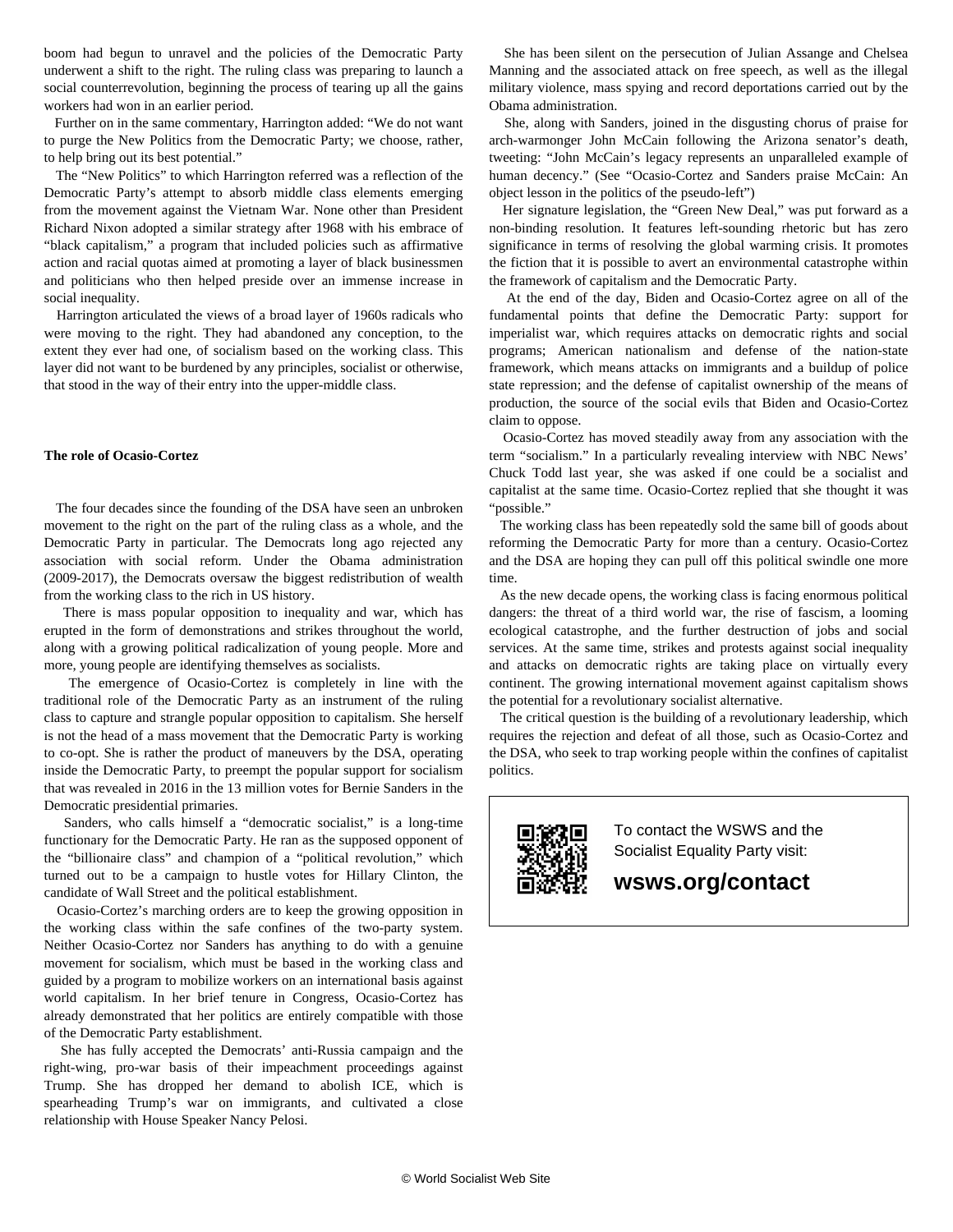boom had begun to unravel and the policies of the Democratic Party underwent a shift to the right. The ruling class was preparing to launch a social counterrevolution, beginning the process of tearing up all the gains workers had won in an earlier period.

Further on in the same commentary, Harrington added: "We do not want to purge the New Politics from the Democratic Party; we choose, rather, to help bring out its best potential."

The "New Politics" to which Harrington referred was a reflection of the Democratic Party's attempt to absorb middle class elements emerging from the movement against the Vietnam War. None other than President Richard Nixon adopted a similar strategy after 1968 with his embrace of "black capitalism," a program that included policies such as affirmative action and racial quotas aimed at promoting a layer of black businessmen and politicians who then helped preside over an immense increase in social inequality.

Harrington articulated the views of a broad layer of 1960s radicals who were moving to the right. They had abandoned any conception, to the extent they ever had one, of socialism based on the working class. This layer did not want to be burdened by any principles, socialist or otherwise, that stood in the way of their entry into the upper-middle class.

**The role of Ocasio-Cortez**

The four decades since the founding of the DSA have seen an unbroken movement to the right on the part of the ruling class as a whole, and the Democratic Party in particular. The Democrats long ago rejected any association with social reform. Under the Obama administration (2009-2017), the Democrats oversaw the biggest redistribution of wealth from the working class to the rich in US history.

There is mass popular opposition to inequality and war, which has erupted in the form of demonstrations and strikes throughout the world, along with a growing political radicalization of young people. More and more, young people are identifying themselves as socialists.

The emergence of Ocasio-Cortez is completely in line with the traditional role of the Democratic Party as an instrument of the ruling class to capture and strangle popular opposition to capitalism. She herself is not the head of a mass movement that the Democratic Party is working to co-opt. She is rather the product of maneuvers by the DSA, operating inside the Democratic Party, to preempt the popular support for socialism that was revealed in 2016 in the 13 million votes for Bernie Sanders in the Democratic presidential primaries.

Sanders, who calls himself a "democratic socialist," is a long-time functionary for the Democratic Party. He ran as the supposed opponent of the "billionaire class" and champion of a "political revolution," which turned out to be a campaign to hustle votes for Hillary Clinton, the candidate of Wall Street and the political establishment.

Ocasio-Cortez's marching orders are to keep the growing opposition in the working class within the safe confines of the two-party system. Neither Ocasio-Cortez nor Sanders has anything to do with a genuine movement for socialism, which must be based in the working class and guided by a program to mobilize workers on an international basis against world capitalism. In her brief tenure in Congress, Ocasio-Cortez has already demonstrated that her politics are entirely compatible with those of the Democratic Party establishment.

She has fully accepted the Democrats' anti-Russia campaign and the right-wing, pro-war basis of their impeachment proceedings against Trump. She has dropped her demand to abolish ICE, which is spearheading Trump's war on immigrants, and cultivated a close relationship with House Speaker Nancy Pelosi.

She has been silent on the persecution of Julian Assange and Chelsea Manning and the associated attack on free speech, as well as the illegal military violence, mass spying and record deportations carried out by the Obama administration.

She, along with Sanders, joined in the disgusting chorus of praise for arch-warmonger John McCain following the Arizona senator's death, tweeting: "John McCain's legacy represents an unparalleled example of human decency." (See "Ocasio-Cortez and Sanders praise McCain: An object lesson in the politics of the pseudo-left")

Her signature legislation, the "Green New Deal," was put forward as a non-binding resolution. It features left-sounding rhetoric but has zero significance in terms of resolving the global warming crisis. It promotes the fiction that it is possible to avert an environmental catastrophe within the framework of capitalism and the Democratic Party.

At the end of the day, Biden and Ocasio-Cortez agree on all of the fundamental points that define the Democratic Party: support for imperialist war, which requires attacks on democratic rights and social programs; American nationalism and defense of the nation-state framework, which means attacks on immigrants and a buildup of police state repression; and the defense of capitalist ownership of the means of production, the source of the social evils that Biden and Ocasio-Cortez claim to oppose.

Ocasio-Cortez has moved steadily away from any association with the term "socialism." In a particularly revealing interview with NBC News' Chuck Todd last year, she was asked if one could be a socialist and capitalist at the same time. Ocasio-Cortez replied that she thought it was "possible."

The working class has been repeatedly sold the same bill of goods about reforming the Democratic Party for more than a century. Ocasio-Cortez and the DSA are hoping they can pull off this political swindle one more time.

As the new decade opens, the working class is facing enormous political dangers: the threat of a third world war, the rise of fascism, a looming ecological catastrophe, and the further destruction of jobs and social services. At the same time, strikes and protests against social inequality and attacks on democratic rights are taking place on virtually every continent. The growing international movement against capitalism shows the potential for a revolutionary socialist alternative.

The critical question is the building of a revolutionary leadership, which requires the rejection and defeat of all those, such as Ocasio-Cortez and the DSA, who seek to trap working people within the confines of capitalist politics.

To contact the WSWS and the Socialist Equality Party visit:

**wsws.org/contact**